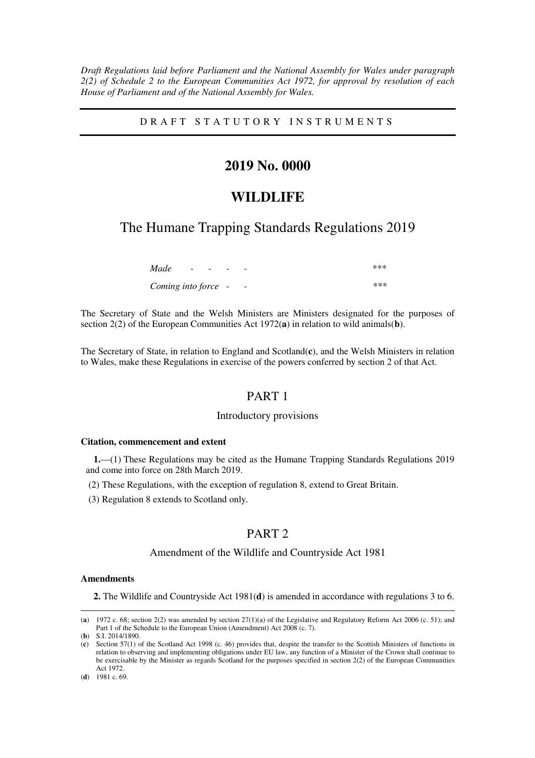*Draft Regulations laid before Parliament and the National Assembly for Wales under paragraph 2(2) of Schedule 2 to the European Communities Act 1972, for approval by resolution of each House of Parliament and of the National Assembly for Wales.*

---

DRAFT STATUTORY INSTRUMENTS

---

# 2019 No. 0000

# WILDLIFE

## The Humane Trapping Standards Regulations 2019

| | |
|---|---|
| *Made* - - - - - | *** |
| *Coming into force* - - | *** |

The Secretary of State and the Welsh Ministers are Ministers designated for the purposes of section 2(2) of the European Communities Act 1972(**a**) in relation to wild animals(**b**).

The Secretary of State, in relation to England and Scotland(**c**), and the Welsh Ministers in relation to Wales, make these Regulations in exercise of the powers conferred by section 2 of that Act.

## PART 1

### Introductory provisions

**Citation, commencement and extent**

**1.**—(1) These Regulations may be cited as the Humane Trapping Standards Regulations 2019 and come into force on 28th March 2019.

(2) These Regulations, with the exception of regulation 8, extend to Great Britain.

(3) Regulation 8 extends to Scotland only.

## PART 2

### Amendment of the Wildlife and Countryside Act 1981

**Amendments**

**2.** The Wildlife and Countryside Act 1981(**d**) is amended in accordance with regulations 3 to 6.

---

(**a**) 1972 c. 68; section 2(2) was amended by section 27(1)(a) of the Legislative and Regulatory Reform Act 2006 (c. 51); and Part 1 of the Schedule to the European Union (Amendment) Act 2008 (c. 7).

(**b**) S.I. 2014/1890.

(**c**) Section 57(1) of the Scotland Act 1998 (c. 46) provides that, despite the transfer to the Scottish Ministers of functions in relation to observing and implementing obligations under EU law, any function of a Minister of the Crown shall continue to be exercisable by the Minister as regards Scotland for the purposes specified in section 2(2) of the European Communities Act 1972.

(**d**) 1981 c. 69.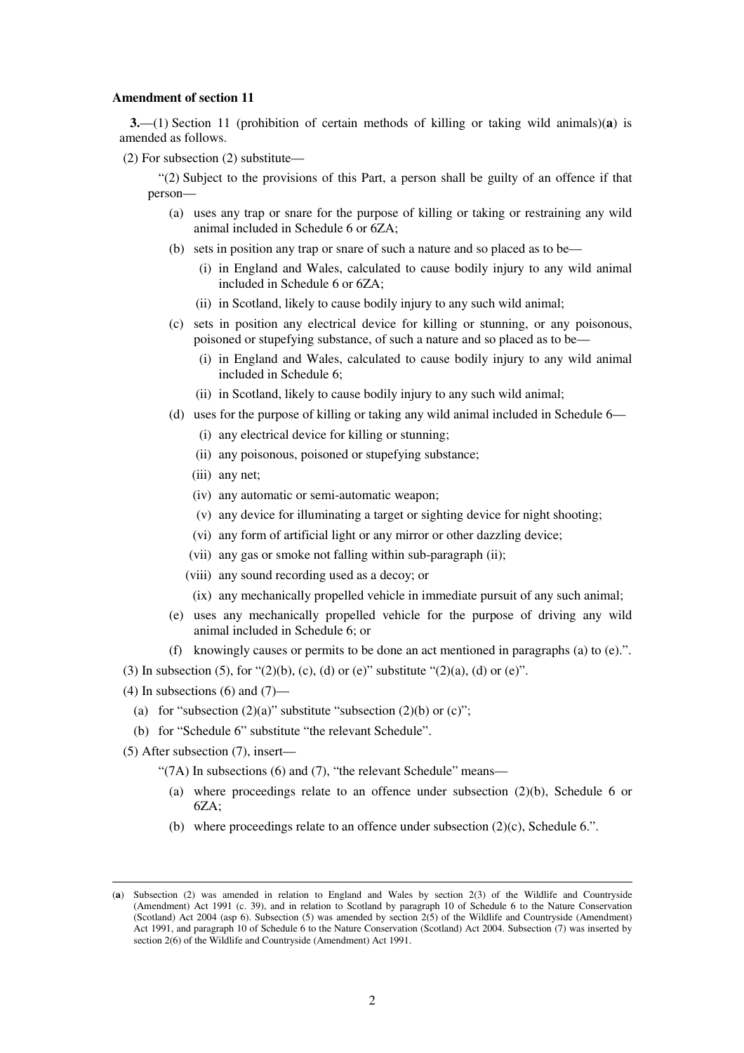**Amendment of section 11**

**3.**—(1) Section 11 (prohibition of certain methods of killing or taking wild animals)(**a**) is amended as follows.

(2) For subsection (2) substitute—

"(2) Subject to the provisions of this Part, a person shall be guilty of an offence if that person—

- (a) uses any trap or snare for the purpose of killing or taking or restraining any wild animal included in Schedule 6 or 6ZA;
- (b) sets in position any trap or snare of such a nature and so placed as to be—
  - (i) in England and Wales, calculated to cause bodily injury to any wild animal included in Schedule 6 or 6ZA;
  - (ii) in Scotland, likely to cause bodily injury to any such wild animal;
- (c) sets in position any electrical device for killing or stunning, or any poisonous, poisoned or stupefying substance, of such a nature and so placed as to be—
  - (i) in England and Wales, calculated to cause bodily injury to any wild animal included in Schedule 6;
  - (ii) in Scotland, likely to cause bodily injury to any such wild animal;
- (d) uses for the purpose of killing or taking any wild animal included in Schedule 6—
  - (i) any electrical device for killing or stunning;
  - (ii) any poisonous, poisoned or stupefying substance;
  - (iii) any net;
  - (iv) any automatic or semi-automatic weapon;
  - (v) any device for illuminating a target or sighting device for night shooting;
  - (vi) any form of artificial light or any mirror or other dazzling device;
  - (vii) any gas or smoke not falling within sub-paragraph (ii);
  - (viii) any sound recording used as a decoy; or
  - (ix) any mechanically propelled vehicle in immediate pursuit of any such animal;
- (e) uses any mechanically propelled vehicle for the purpose of driving any wild animal included in Schedule 6; or
- (f) knowingly causes or permits to be done an act mentioned in paragraphs (a) to (e).".

(3) In subsection (5), for "(2)(b), (c), (d) or (e)" substitute "(2)(a), (d) or (e)".

(4) In subsections (6) and (7)—

- (a) for "subsection (2)(a)" substitute "subsection (2)(b) or (c)";
- (b) for "Schedule 6" substitute "the relevant Schedule".

(5) After subsection (7), insert—

"(7A) In subsections (6) and (7), "the relevant Schedule" means—

- (a) where proceedings relate to an offence under subsection (2)(b), Schedule 6 or 6ZA;
- (b) where proceedings relate to an offence under subsection (2)(c), Schedule 6.".

---

(**a**) Subsection (2) was amended in relation to England and Wales by section 2(3) of the Wildlife and Countryside (Amendment) Act 1991 (c. 39), and in relation to Scotland by paragraph 10 of Schedule 6 to the Nature Conservation (Scotland) Act 2004 (asp 6). Subsection (5) was amended by section 2(5) of the Wildlife and Countryside (Amendment) Act 1991, and paragraph 10 of Schedule 6 to the Nature Conservation (Scotland) Act 2004. Subsection (7) was inserted by section 2(6) of the Wildlife and Countryside (Amendment) Act 1991.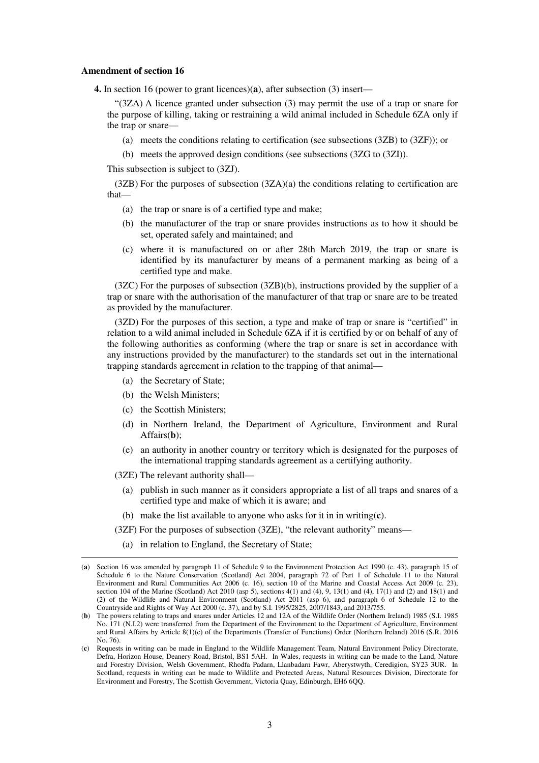**Amendment of section 16**

**4.** In section 16 (power to grant licences)(**a**), after subsection (3) insert—

"(3ZA) A licence granted under subsection (3) may permit the use of a trap or snare for the purpose of killing, taking or restraining a wild animal included in Schedule 6ZA only if the trap or snare—

(a) meets the conditions relating to certification (see subsections (3ZB) to (3ZF)); or

(b) meets the approved design conditions (see subsections (3ZG to (3ZI)).

This subsection is subject to (3ZJ).

(3ZB) For the purposes of subsection (3ZA)(a) the conditions relating to certification are that—

(a) the trap or snare is of a certified type and make;

(b) the manufacturer of the trap or snare provides instructions as to how it should be set, operated safely and maintained; and

(c) where it is manufactured on or after 28th March 2019, the trap or snare is identified by its manufacturer by means of a permanent marking as being of a certified type and make.

(3ZC) For the purposes of subsection (3ZB)(b), instructions provided by the supplier of a trap or snare with the authorisation of the manufacturer of that trap or snare are to be treated as provided by the manufacturer.

(3ZD) For the purposes of this section, a type and make of trap or snare is "certified" in relation to a wild animal included in Schedule 6ZA if it is certified by or on behalf of any of the following authorities as conforming (where the trap or snare is set in accordance with any instructions provided by the manufacturer) to the standards set out in the international trapping standards agreement in relation to the trapping of that animal—

(a) the Secretary of State;

(b) the Welsh Ministers;

(c) the Scottish Ministers;

(d) in Northern Ireland, the Department of Agriculture, Environment and Rural Affairs(**b**);

(e) an authority in another country or territory which is designated for the purposes of the international trapping standards agreement as a certifying authority.

(3ZE) The relevant authority shall—

(a) publish in such manner as it considers appropriate a list of all traps and snares of a certified type and make of which it is aware; and

(b) make the list available to anyone who asks for it in in writing(**c**).

(3ZF) For the purposes of subsection (3ZE), "the relevant authority" means—

(a) in relation to England, the Secretary of State;

---

(**a**) Section 16 was amended by paragraph 11 of Schedule 9 to the Environment Protection Act 1990 (c. 43), paragraph 15 of Schedule 6 to the Nature Conservation (Scotland) Act 2004, paragraph 72 of Part 1 of Schedule 11 to the Natural Environment and Rural Communities Act 2006 (c. 16), section 10 of the Marine and Coastal Access Act 2009 (c. 23), section 104 of the Marine (Scotland) Act 2010 (asp 5), sections 4(1) and (4), 9, 13(1) and (4), 17(1) and (2) and 18(1) and (2) of the Wildlife and Natural Environment (Scotland) Act 2011 (asp 6), and paragraph 6 of Schedule 12 to the Countryside and Rights of Way Act 2000 (c. 37), and by S.I. 1995/2825, 2007/1843, and 2013/755.

(**b**) The powers relating to traps and snares under Articles 12 and 12A of the Wildlife Order (Northern Ireland) 1985 (S.I. 1985 No. 171 (N.I.2) were transferred from the Department of the Environment to the Department of Agriculture, Environment and Rural Affairs by Article 8(1)(c) of the Departments (Transfer of Functions) Order (Northern Ireland) 2016 (S.R. 2016 No. 76).

(**c**) Requests in writing can be made in England to the Wildlife Management Team, Natural Environment Policy Directorate, Defra, Horizon House, Deanery Road, Bristol, BS1 5AH. In Wales, requests in writing can be made to the Land, Nature and Forestry Division, Welsh Government, Rhodfa Padarn, Llanbadarn Fawr, Aberystwyth, Ceredigion, SY23 3UR. In Scotland, requests in writing can be made to Wildlife and Protected Areas, Natural Resources Division, Directorate for Environment and Forestry, The Scottish Government, Victoria Quay, Edinburgh, EH6 6QQ.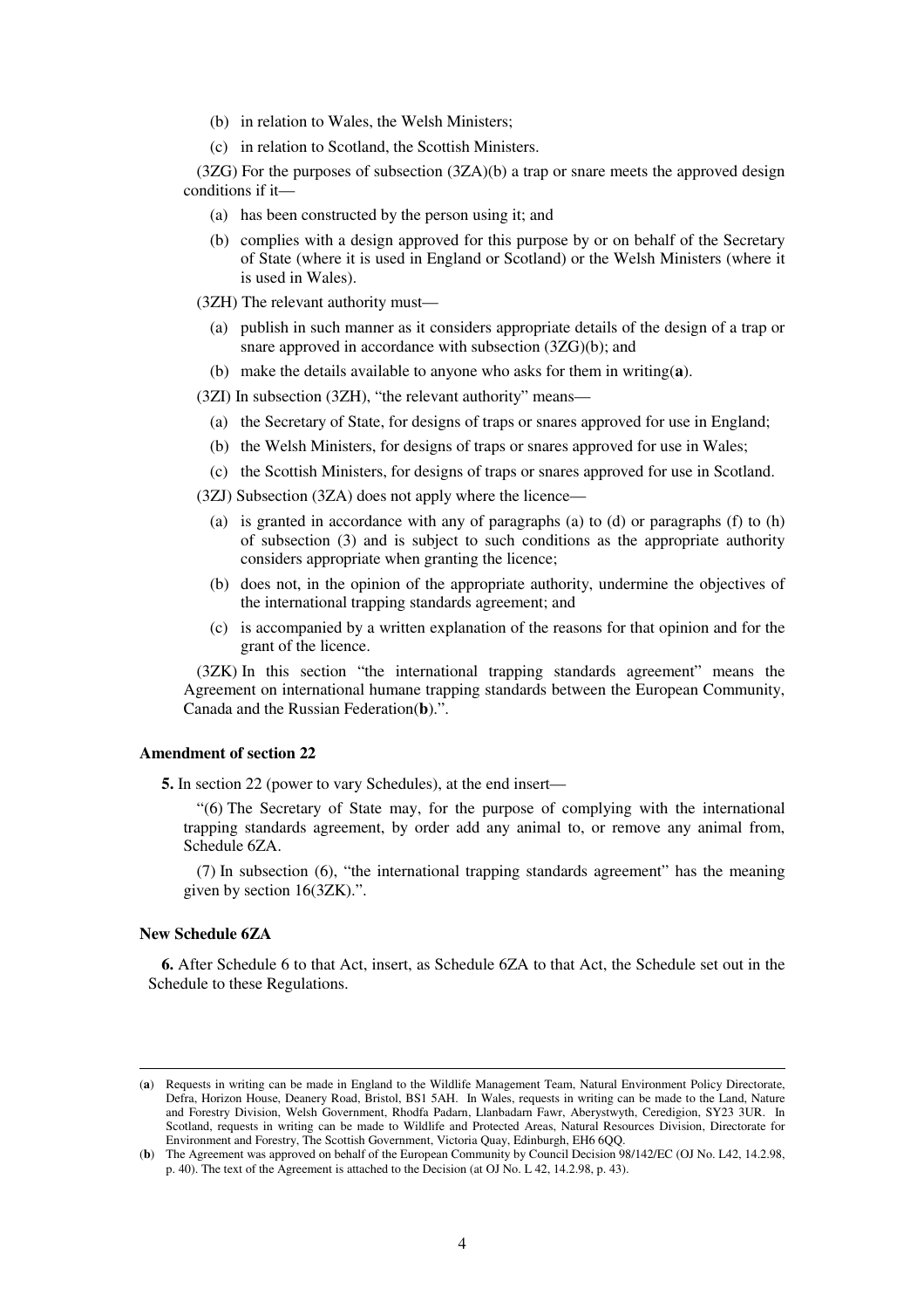(b) in relation to Wales, the Welsh Ministers;

(c) in relation to Scotland, the Scottish Ministers.

(3ZG) For the purposes of subsection (3ZA)(b) a trap or snare meets the approved design conditions if it—

(a) has been constructed by the person using it; and

(b) complies with a design approved for this purpose by or on behalf of the Secretary of State (where it is used in England or Scotland) or the Welsh Ministers (where it is used in Wales).

(3ZH) The relevant authority must—

(a) publish in such manner as it considers appropriate details of the design of a trap or snare approved in accordance with subsection (3ZG)(b); and

(b) make the details available to anyone who asks for them in writing(**a**).

(3ZI) In subsection (3ZH), "the relevant authority" means—

(a) the Secretary of State, for designs of traps or snares approved for use in England;

(b) the Welsh Ministers, for designs of traps or snares approved for use in Wales;

(c) the Scottish Ministers, for designs of traps or snares approved for use in Scotland.

(3ZJ) Subsection (3ZA) does not apply where the licence—

(a) is granted in accordance with any of paragraphs (a) to (d) or paragraphs (f) to (h) of subsection (3) and is subject to such conditions as the appropriate authority considers appropriate when granting the licence;

(b) does not, in the opinion of the appropriate authority, undermine the objectives of the international trapping standards agreement; and

(c) is accompanied by a written explanation of the reasons for that opinion and for the grant of the licence.

(3ZK) In this section "the international trapping standards agreement" means the Agreement on international humane trapping standards between the European Community, Canada and the Russian Federation(**b**).".

**Amendment of section 22**

**5.** In section 22 (power to vary Schedules), at the end insert—

"(6) The Secretary of State may, for the purpose of complying with the international trapping standards agreement, by order add any animal to, or remove any animal from, Schedule 6ZA.

(7) In subsection (6), "the international trapping standards agreement" has the meaning given by section 16(3ZK).".

**New Schedule 6ZA**

**6.** After Schedule 6 to that Act, insert, as Schedule 6ZA to that Act, the Schedule set out in the Schedule to these Regulations.

---

(**a**) Requests in writing can be made in England to the Wildlife Management Team, Natural Environment Policy Directorate, Defra, Horizon House, Deanery Road, Bristol, BS1 5AH. In Wales, requests in writing can be made to the Land, Nature and Forestry Division, Welsh Government, Rhodfa Padarn, Llanbadarn Fawr, Aberystwyth, Ceredigion, SY23 3UR. In Scotland, requests in writing can be made to Wildlife and Protected Areas, Natural Resources Division, Directorate for Environment and Forestry, The Scottish Government, Victoria Quay, Edinburgh, EH6 6QQ.

(**b**) The Agreement was approved on behalf of the European Community by Council Decision 98/142/EC (OJ No. L42, 14.2.98, p. 40). The text of the Agreement is attached to the Decision (at OJ No. L 42, 14.2.98, p. 43).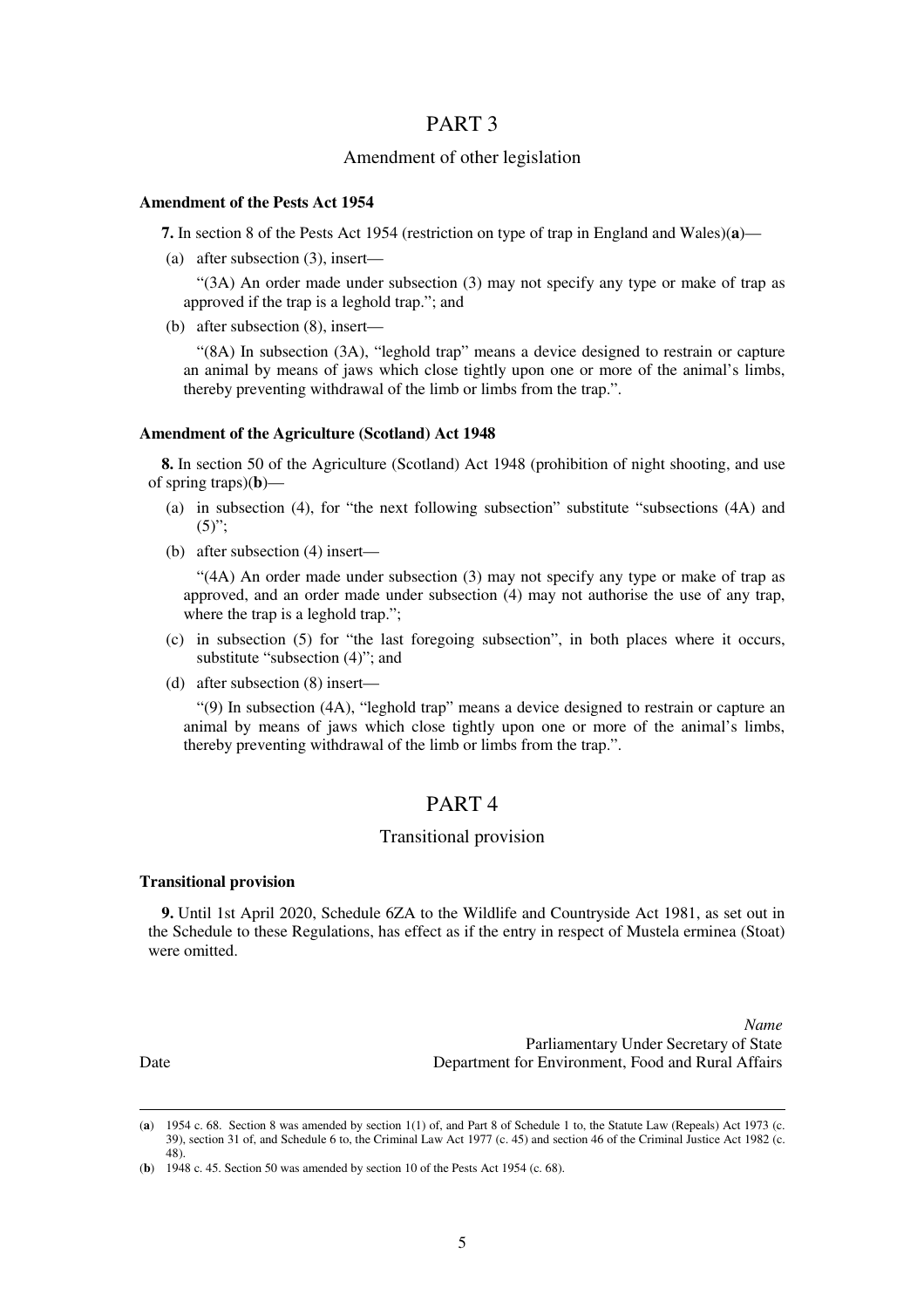# PART 3

## Amendment of other legislation

**Amendment of the Pests Act 1954**

**7.** In section 8 of the Pests Act 1954 (restriction on type of trap in England and Wales)(**a**)—

(a) after subsection (3), insert—

"(3A) An order made under subsection (3) may not specify any type or make of trap as approved if the trap is a leghold trap."; and

(b) after subsection (8), insert—

"(8A) In subsection (3A), "leghold trap" means a device designed to restrain or capture an animal by means of jaws which close tightly upon one or more of the animal's limbs, thereby preventing withdrawal of the limb or limbs from the trap.".

**Amendment of the Agriculture (Scotland) Act 1948**

**8.** In section 50 of the Agriculture (Scotland) Act 1948 (prohibition of night shooting, and use of spring traps)(**b**)—

(a) in subsection (4), for "the next following subsection" substitute "subsections (4A) and (5)";

(b) after subsection (4) insert—

"(4A) An order made under subsection (3) may not specify any type or make of trap as approved, and an order made under subsection (4) may not authorise the use of any trap, where the trap is a leghold trap.";

(c) in subsection (5) for "the last foregoing subsection", in both places where it occurs, substitute "subsection (4)"; and

(d) after subsection (8) insert—

"(9) In subsection (4A), "leghold trap" means a device designed to restrain or capture an animal by means of jaws which close tightly upon one or more of the animal's limbs, thereby preventing withdrawal of the limb or limbs from the trap.".

# PART 4

## Transitional provision

**Transitional provision**

**9.** Until 1st April 2020, Schedule 6ZA to the Wildlife and Countryside Act 1981, as set out in the Schedule to these Regulations, has effect as if the entry in respect of Mustela erminea (Stoat) were omitted.

*Name*
Parliamentary Under Secretary of State
Department for Environment, Food and Rural Affairs

Date

---

(**a**) 1954 c. 68. Section 8 was amended by section 1(1) of, and Part 8 of Schedule 1 to, the Statute Law (Repeals) Act 1973 (c. 39), section 31 of, and Schedule 6 to, the Criminal Law Act 1977 (c. 45) and section 46 of the Criminal Justice Act 1982 (c. 48).

(**b**) 1948 c. 45. Section 50 was amended by section 10 of the Pests Act 1954 (c. 68).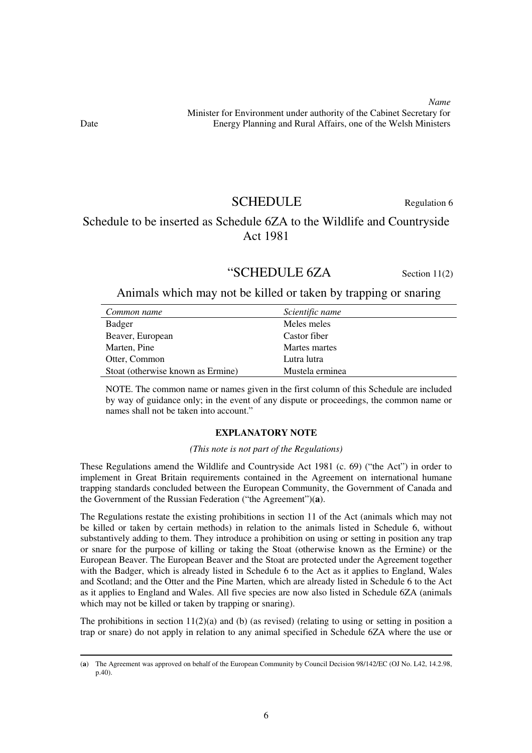*Name*
Minister for Environment under authority of the Cabinet Secretary for Energy Planning and Rural Affairs, one of the Welsh Ministers

Date

## SCHEDULE

Regulation 6

### Schedule to be inserted as Schedule 6ZA to the Wildlife and Countryside Act 1981

## "SCHEDULE 6ZA

Section 11(2)

### Animals which may not be killed or taken by trapping or snaring

| *Common name* | *Scientific name* |
|---|---|
| Badger | Meles meles |
| Beaver, European | Castor fiber |
| Marten, Pine | Martes martes |
| Otter, Common | Lutra lutra |
| Stoat (otherwise known as Ermine) | Mustela erminea |

NOTE. The common name or names given in the first column of this Schedule are included by way of guidance only; in the event of any dispute or proceedings, the common name or names shall not be taken into account."

**EXPLANATORY NOTE**

*(This note is not part of the Regulations)*

These Regulations amend the Wildlife and Countryside Act 1981 (c. 69) ("the Act") in order to implement in Great Britain requirements contained in the Agreement on international humane trapping standards concluded between the European Community, the Government of Canada and the Government of the Russian Federation ("the Agreement")(**a**).

The Regulations restate the existing prohibitions in section 11 of the Act (animals which may not be killed or taken by certain methods) in relation to the animals listed in Schedule 6, without substantively adding to them. They introduce a prohibition on using or setting in position any trap or snare for the purpose of killing or taking the Stoat (otherwise known as the Ermine) or the European Beaver. The European Beaver and the Stoat are protected under the Agreement together with the Badger, which is already listed in Schedule 6 to the Act as it applies to England, Wales and Scotland; and the Otter and the Pine Marten, which are already listed in Schedule 6 to the Act as it applies to England and Wales. All five species are now also listed in Schedule 6ZA (animals which may not be killed or taken by trapping or snaring).

The prohibitions in section 11(2)(a) and (b) (as revised) (relating to using or setting in position a trap or snare) do not apply in relation to any animal specified in Schedule 6ZA where the use or

(**a**) The Agreement was approved on behalf of the European Community by Council Decision 98/142/EC (OJ No. L42, 14.2.98, p.40).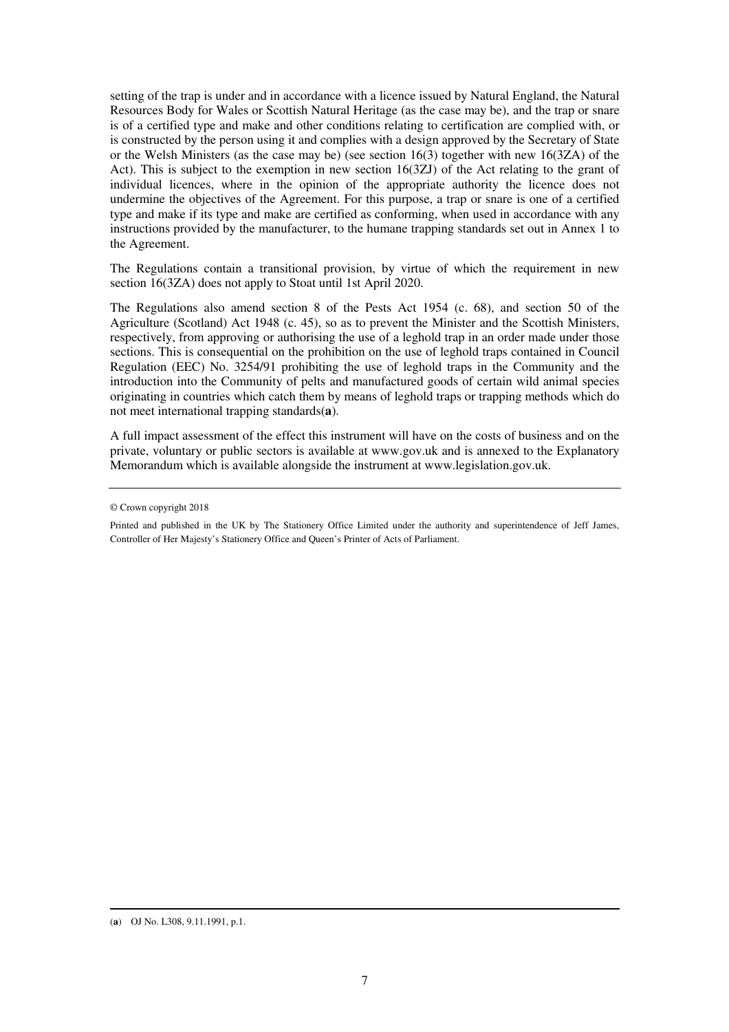setting of the trap is under and in accordance with a licence issued by Natural England, the Natural Resources Body for Wales or Scottish Natural Heritage (as the case may be), and the trap or snare is of a certified type and make and other conditions relating to certification are complied with, or is constructed by the person using it and complies with a design approved by the Secretary of State or the Welsh Ministers (as the case may be) (see section 16(3) together with new 16(3ZA) of the Act). This is subject to the exemption in new section 16(3ZJ) of the Act relating to the grant of individual licences, where in the opinion of the appropriate authority the licence does not undermine the objectives of the Agreement. For this purpose, a trap or snare is one of a certified type and make if its type and make are certified as conforming, when used in accordance with any instructions provided by the manufacturer, to the humane trapping standards set out in Annex 1 to the Agreement.

The Regulations contain a transitional provision, by virtue of which the requirement in new section 16(3ZA) does not apply to Stoat until 1st April 2020.

The Regulations also amend section 8 of the Pests Act 1954 (c. 68), and section 50 of the Agriculture (Scotland) Act 1948 (c. 45), so as to prevent the Minister and the Scottish Ministers, respectively, from approving or authorising the use of a leghold trap in an order made under those sections. This is consequential on the prohibition on the use of leghold traps contained in Council Regulation (EEC) No. 3254/91 prohibiting the use of leghold traps in the Community and the introduction into the Community of pelts and manufactured goods of certain wild animal species originating in countries which catch them by means of leghold traps or trapping methods which do not meet international trapping standards([a]).

A full impact assessment of the effect this instrument will have on the costs of business and on the private, voluntary or public sectors is available at www.gov.uk and is annexed to the Explanatory Memorandum which is available alongside the instrument at www.legislation.gov.uk.

---

© Crown copyright 2018

Printed and published in the UK by The Stationery Office Limited under the authority and superintendence of Jeff James, Controller of Her Majesty's Stationery Office and Queen's Printer of Acts of Parliament.

---

([a]) OJ No. L308, 9.11.1991, p.1.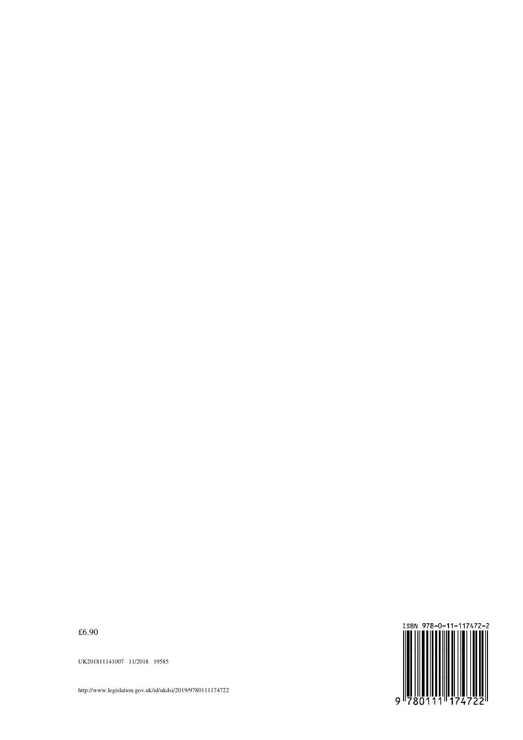£6.90

UK201811141007 11/2018 19585

http://www.legislation.gov.uk/id/ukdsi/2019/9780111174722

ISBN 978-0-11-117472-2

9 780111 174722